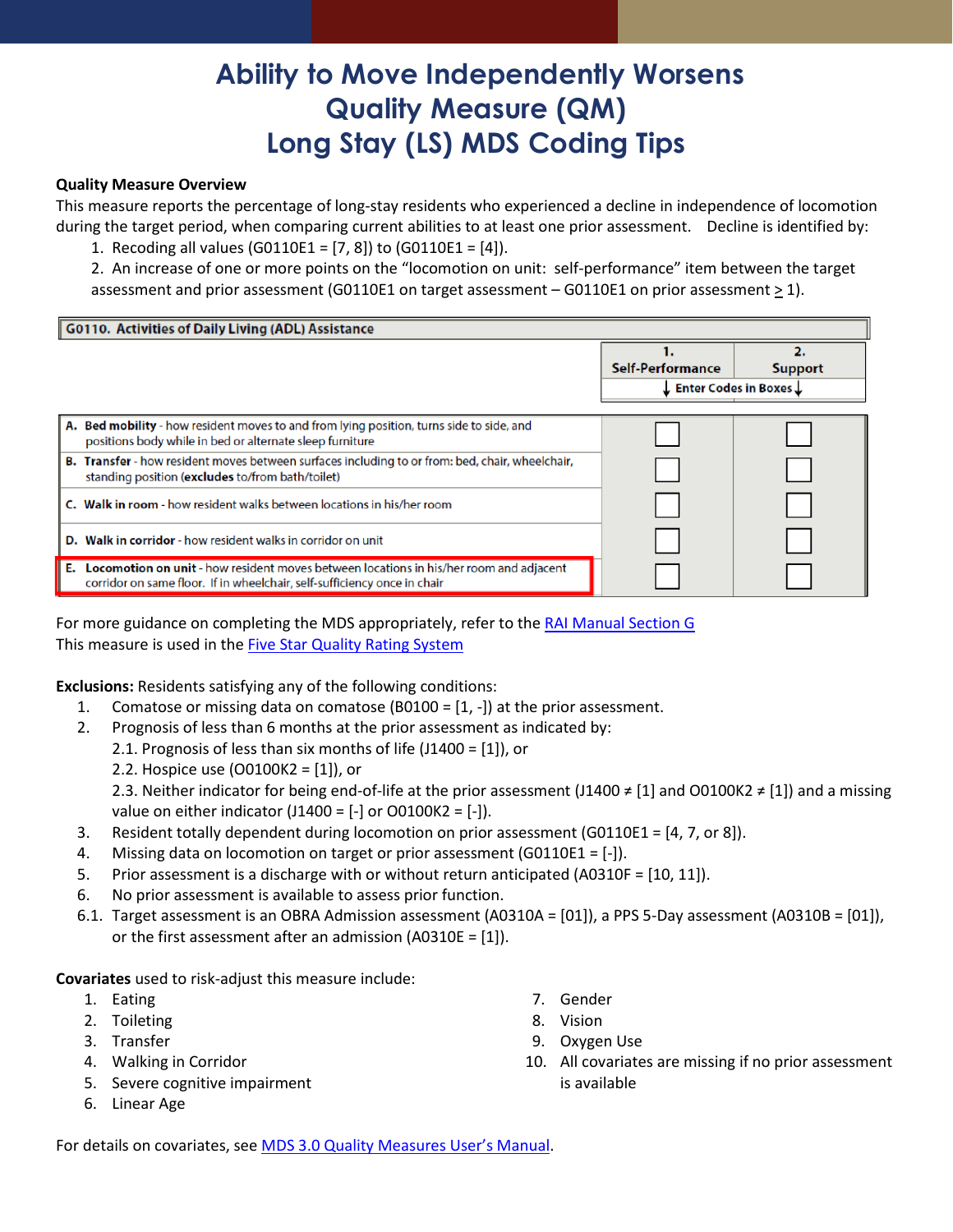# Ability to Move Independently Worsens Quality Measure (QM) Long Stay (LS) MDS Coding Tips

**Quality Measure Overview**

This measure reports the percentage of long-stay residents who experienced a decline in independence of locomotion during the target period, when comparing current abilities to at least one prior assessment. Decline is identified by:

1. Recoding all values (G0110E1 = [7, 8]) to (G0110E1 = [4]).
2. An increase of one or more points on the "locomotion on unit: self-performance" item between the target assessment and prior assessment (G0110E1 on target assessment – G0110E1 on prior assessment ≥ 1).

| G0110. Activities of Daily Living (ADL) Assistance | 1. Self-Performance | 2. Support |
|---|---|---|
| | ↓ Enter Codes in Boxes ↓ | |
| **A. Bed mobility** - how resident moves to and from lying position, turns side to side, and positions body while in bed or alternate sleep furniture | ☐ | ☐ |
| **B. Transfer** - how resident moves between surfaces including to or from: bed, chair, wheelchair, standing position (**excludes** to/from bath/toilet) | ☐ | ☐ |
| **C. Walk in room** - how resident walks between locations in his/her room | ☐ | ☐ |
| **D. Walk in corridor** - how resident walks in corridor on unit | ☐ | ☐ |
| **E. Locomotion on unit** - how resident moves between locations in his/her room and adjacent corridor on same floor. If in wheelchair, self-sufficiency once in chair | ☐ | ☐ |

For more guidance on completing the MDS appropriately, refer to the RAI Manual Section G

This measure is used in the Five Star Quality Rating System

**Exclusions:** Residents satisfying any of the following conditions:

1. Comatose or missing data on comatose (B0100 = [1, -]) at the prior assessment.
2. Prognosis of less than 6 months at the prior assessment as indicated by:
   - 2.1. Prognosis of less than six months of life (J1400 = [1]), or
   - 2.2. Hospice use (O0100K2 = [1]), or
   - 2.3. Neither indicator for being end-of-life at the prior assessment (J1400 ≠ [1] and O0100K2 ≠ [1]) and a missing value on either indicator (J1400 = [-] or O0100K2 = [-]).
3. Resident totally dependent during locomotion on prior assessment (G0110E1 = [4, 7, or 8]).
4. Missing data on locomotion on target or prior assessment (G0110E1 = [-]).
5. Prior assessment is a discharge with or without return anticipated (A0310F = [10, 11]).
6. No prior assessment is available to assess prior function.
   - 6.1. Target assessment is an OBRA Admission assessment (A0310A = [01]), a PPS 5-Day assessment (A0310B = [01]), or the first assessment after an admission (A0310E = [1]).

**Covariates** used to risk-adjust this measure include:

1. Eating
2. Toileting
3. Transfer
4. Walking in Corridor
5. Severe cognitive impairment
6. Linear Age
7. Gender
8. Vision
9. Oxygen Use
10. All covariates are missing if no prior assessment is available

For details on covariates, see MDS 3.0 Quality Measures User's Manual.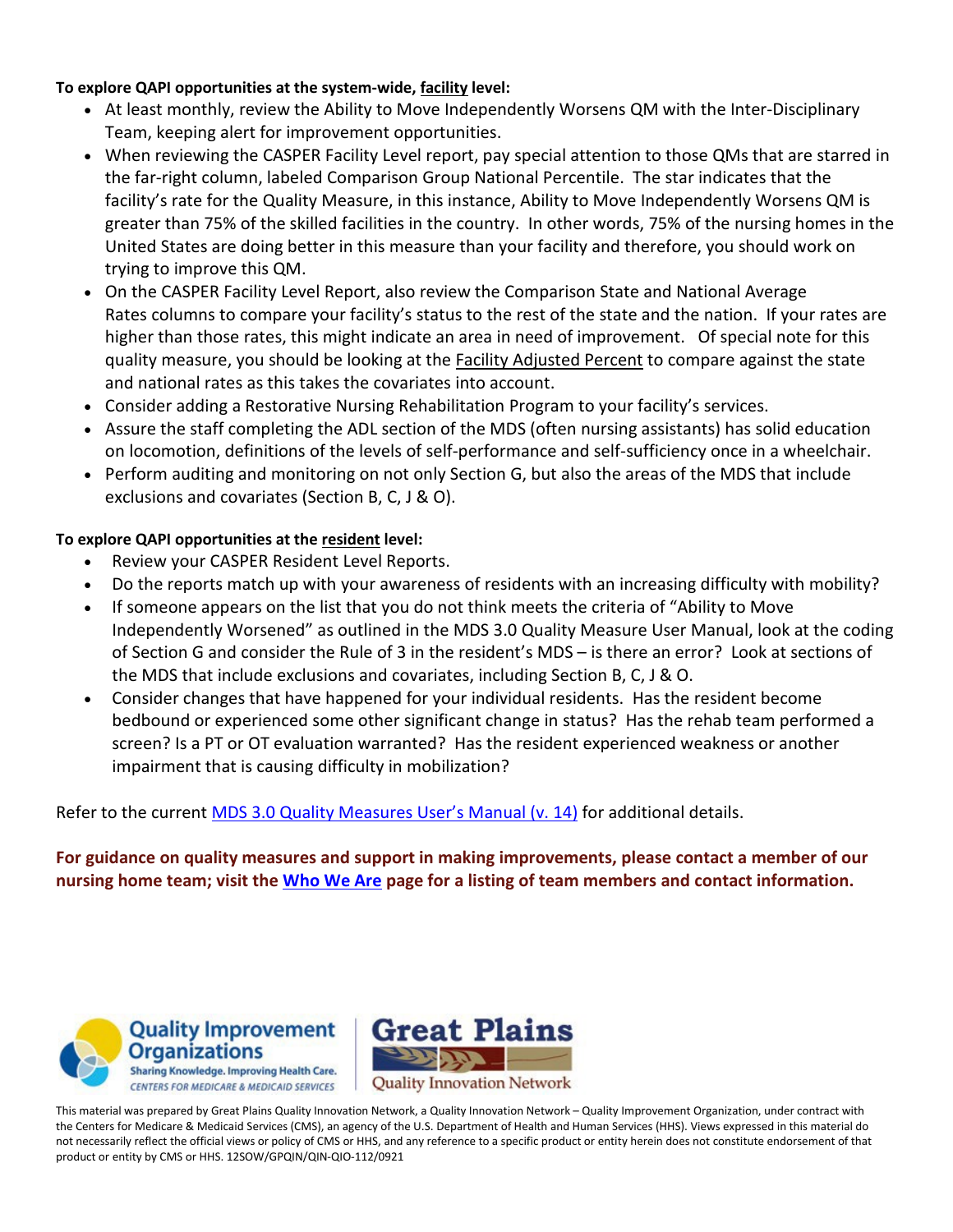**To explore QAPI opportunities at the system-wide, facility level:**

- At least monthly, review the Ability to Move Independently Worsens QM with the Inter-Disciplinary Team, keeping alert for improvement opportunities.
- When reviewing the CASPER Facility Level report, pay special attention to those QMs that are starred in the far-right column, labeled Comparison Group National Percentile. The star indicates that the facility's rate for the Quality Measure, in this instance, Ability to Move Independently Worsens QM is greater than 75% of the skilled facilities in the country. In other words, 75% of the nursing homes in the United States are doing better in this measure than your facility and therefore, you should work on trying to improve this QM.
- On the CASPER Facility Level Report, also review the Comparison State and National Average Rates columns to compare your facility's status to the rest of the state and the nation. If your rates are higher than those rates, this might indicate an area in need of improvement. Of special note for this quality measure, you should be looking at the Facility Adjusted Percent to compare against the state and national rates as this takes the covariates into account.
- Consider adding a Restorative Nursing Rehabilitation Program to your facility's services.
- Assure the staff completing the ADL section of the MDS (often nursing assistants) has solid education on locomotion, definitions of the levels of self-performance and self-sufficiency once in a wheelchair.
- Perform auditing and monitoring on not only Section G, but also the areas of the MDS that include exclusions and covariates (Section B, C, J & O).

**To explore QAPI opportunities at the resident level:**

- Review your CASPER Resident Level Reports.
- Do the reports match up with your awareness of residents with an increasing difficulty with mobility?
- If someone appears on the list that you do not think meets the criteria of "Ability to Move Independently Worsened" as outlined in the MDS 3.0 Quality Measure User Manual, look at the coding of Section G and consider the Rule of 3 in the resident's MDS – is there an error? Look at sections of the MDS that include exclusions and covariates, including Section B, C, J & O.
- Consider changes that have happened for your individual residents. Has the resident become bedbound or experienced some other significant change in status? Has the rehab team performed a screen? Is a PT or OT evaluation warranted? Has the resident experienced weakness or another impairment that is causing difficulty in mobilization?

Refer to the current [MDS 3.0 Quality Measures User's Manual (v. 14)] for additional details.

**For guidance on quality measures and support in making improvements, please contact a member of our nursing home team; visit the Who We Are page for a listing of team members and contact information.**

Quality Improvement Organizations
Sharing Knowledge. Improving Health Care.
CENTERS FOR MEDICARE & MEDICAID SERVICES

Great Plains
Quality Innovation Network

This material was prepared by Great Plains Quality Innovation Network, a Quality Innovation Network – Quality Improvement Organization, under contract with the Centers for Medicare & Medicaid Services (CMS), an agency of the U.S. Department of Health and Human Services (HHS). Views expressed in this material do not necessarily reflect the official views or policy of CMS or HHS, and any reference to a specific product or entity herein does not constitute endorsement of that product or entity by CMS or HHS. 12SOW/GPQIN/QIN-QIO-112/0921